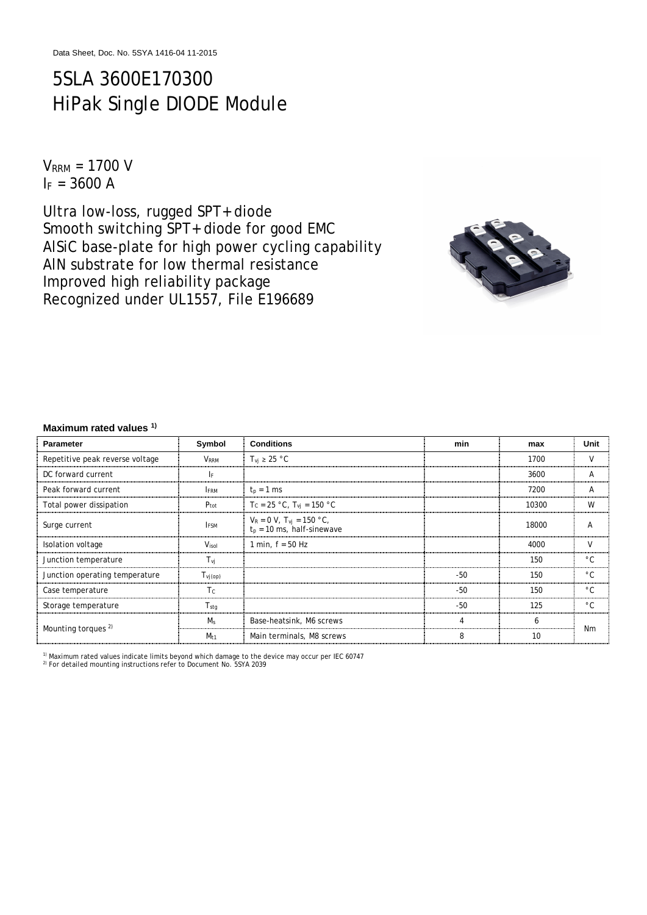Data Sheet, Doc. No. 5SYA 1416-04 11-2015

# 5SLA 3600E170300
# HiPak Single DIODE Module

$V_{RRM}$ = 1700 V
$I_F$ = 3600 A

Ultra low-loss, rugged SPT+ diode
Smooth switching SPT+ diode for good EMC
AlSiC base-plate for high power cycling capability
AlN substrate for low thermal resistance
Improved high reliability package
Recognized under UL1557, File E196689

**Maximum rated values** [1)]

| Parameter | Symbol | Conditions | min | max | Unit |
|---|---|---|---|---|---|
| Repetitive peak reverse voltage | $V_{RRM}$ | $T_{vj} \geq 25$ °C | | 1700 | V |
| DC forward current | $I_F$ | | | 3600 | A |
| Peak forward current | $I_{FRM}$ | $t_p$ = 1 ms | | 7200 | A |
| Total power dissipation | $P_{tot}$ | $T_C$ = 25 °C, $T_{vj}$ = 150 °C | | 10300 | W |
| Surge current | $I_{FSM}$ | $V_R$ = 0 V, $T_{vj}$ = 150 °C, $t_p$ = 10 ms, half-sinewave | | 18000 | A |
| Isolation voltage | $V_{isol}$ | 1 min, f = 50 Hz | | 4000 | V |
| Junction temperature | $T_{vj}$ | | | 150 | °C |
| Junction operating temperature | $T_{vj(op)}$ | | -50 | 150 | °C |
| Case temperature | $T_C$ | | -50 | 150 | °C |
| Storage temperature | $T_{stg}$ | | -50 | 125 | °C |
| Mounting torques [2)] | $M_s$ | Base-heatsink, M6 screws | 4 | 6 | Nm |
| | $M_{t1}$ | Main terminals, M8 screws | 8 | 10 | |

[1)] Maximum rated values indicate limits beyond which damage to the device may occur per IEC 60747
[2)] For detailed mounting instructions refer to Document No. 5SYA 2039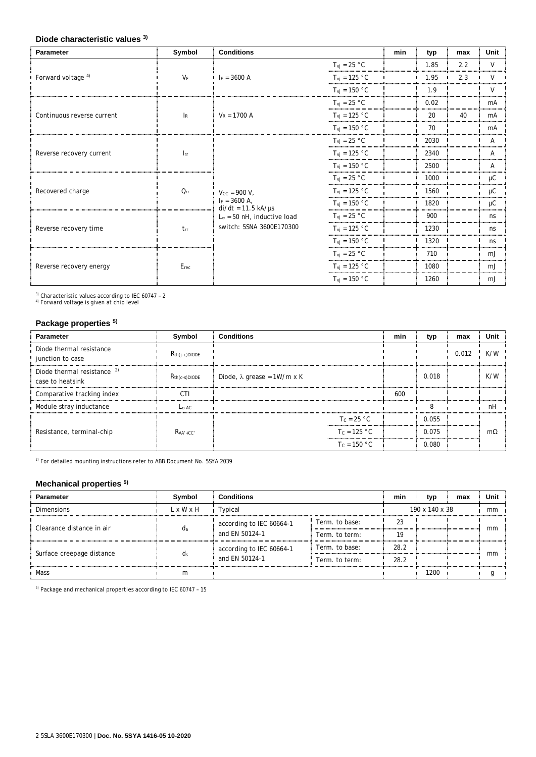## Diode characteristic values [3)]

| Parameter | Symbol | Conditions | | min | typ | max | Unit |
|---|---|---|---|---|---|---|---|
| Forward voltage [4)] | $V_F$ | $I_F$ = 3600 A | $T_{vj}$ = 25 °C | | 1.85 | 2.2 | V |
| | | | $T_{vj}$ = 125 °C | | 1.95 | 2.3 | V |
| | | | $T_{vj}$ = 150 °C | | 1.9 | | V |
| Continuous reverse current | $I_R$ | $V_R$ = 1700 A | $T_{vj}$ = 25 °C | | 0.02 | | mA |
| | | | $T_{vj}$ = 125 °C | | 20 | 40 | mA |
| | | | $T_{vj}$ = 150 °C | | 70 | | mA |
| Reverse recovery current | $I_{rr}$ | $V_{CC}$ = 900 V, $I_F$ = 3600 A, di/dt = 11.5 kA/µs $L_\sigma$ = 50 nH, inductive load switch: 5SNA 3600E170300 | $T_{vj}$ = 25 °C | | 2030 | | A |
| | | | $T_{vj}$ = 125 °C | | 2340 | | A |
| | | | $T_{vj}$ = 150 °C | | 2500 | | A |
| Recovered charge | $Q_{rr}$ | | $T_{vj}$ = 25 °C | | 1000 | | µC |
| | | | $T_{vj}$ = 125 °C | | 1560 | | µC |
| | | | $T_{vj}$ = 150 °C | | 1820 | | µC |
| Reverse recovery time | $t_{rr}$ | | $T_{vj}$ = 25 °C | | 900 | | ns |
| | | | $T_{vj}$ = 125 °C | | 1230 | | ns |
| | | | $T_{vj}$ = 150 °C | | 1320 | | ns |
| Reverse recovery energy | $E_{rec}$ | | $T_{vj}$ = 25 °C | | 710 | | mJ |
| | | | $T_{vj}$ = 125 °C | | 1080 | | mJ |
| | | | $T_{vj}$ = 150 °C | | 1260 | | mJ |

[3)] Characteristic values according to IEC 60747 – 2
[4)] Forward voltage is given at chip level

## Package properties [5)]

| Parameter | Symbol | Conditions | | min | typ | max | Unit |
|---|---|---|---|---|---|---|---|
| Diode thermal resistance junction to case | $R_{th(j-c)DIODE}$ | | | | | 0.012 | K/W |
| Diode thermal resistance [2)] case to heatsink | $R_{th(c-s)DIODE}$ | Diode, λ grease = 1W/m x K | | | 0.018 | | K/W |
| Comparative tracking index | CTI | | | 600 | | | |
| Module stray inductance | $L_{\sigma\ AC}$ | | | | 8 | | nH |
| Resistance, terminal-chip | $R_{AA'+CC'}$ | | $T_C$ = 25 °C | | 0.055 | | mΩ |
| | | | $T_C$ = 125 °C | | 0.075 | | mΩ |
| | | | $T_C$ = 150 °C | | 0.080 | | mΩ |

[2)] For detailed mounting instructions refer to ABB Document No. 5SYA 2039

## Mechanical properties [5)]

| Parameter | Symbol | Conditions | | min | typ | max | Unit |
|---|---|---|---|---|---|---|---|
| Dimensions | L x W x H | Typical | | | 190 x 140 x 38 | | mm |
| Clearance distance in air | $d_a$ | according to IEC 60664-1 and EN 50124-1 | Term. to base: | 23 | | | mm |
| | | | Term. to term: | 19 | | | mm |
| Surface creepage distance | $d_s$ | according to IEC 60664-1 and EN 50124-1 | Term. to base: | 28.2 | | | mm |
| | | | Term. to term: | 28.2 | | | mm |
| Mass | m | | | | 1200 | | g |

[5)] Package and mechanical properties according to IEC 60747 – 15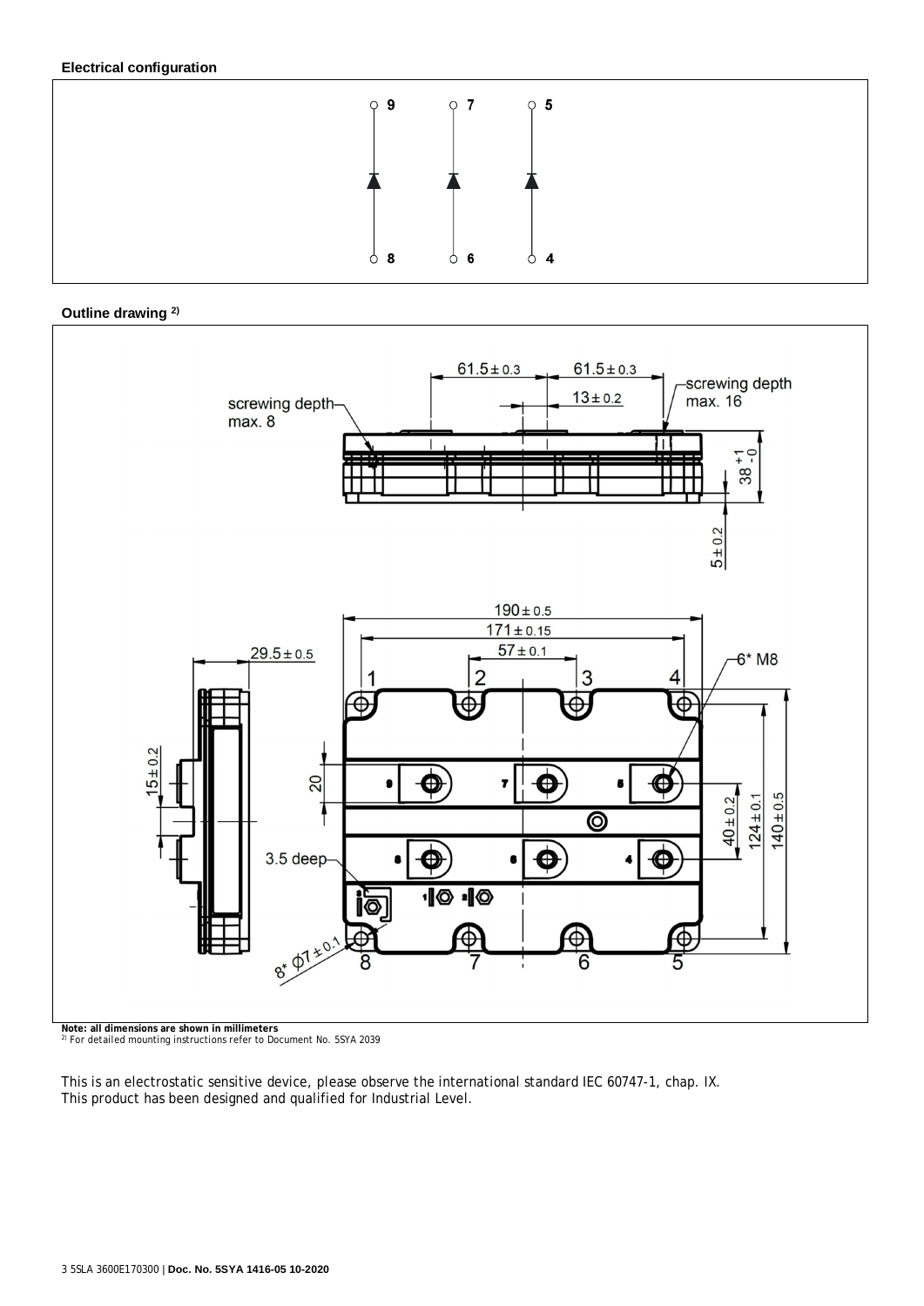**Electrical configuration**

**Outline drawing** [2)]

**Note: all dimensions are shown in millimeters**

[2)] For detailed mounting instructions refer to Document No. 5SYA 2039

This is an electrostatic sensitive device, please observe the international standard IEC 60747-1, chap. IX.
This product has been designed and qualified for Industrial Level.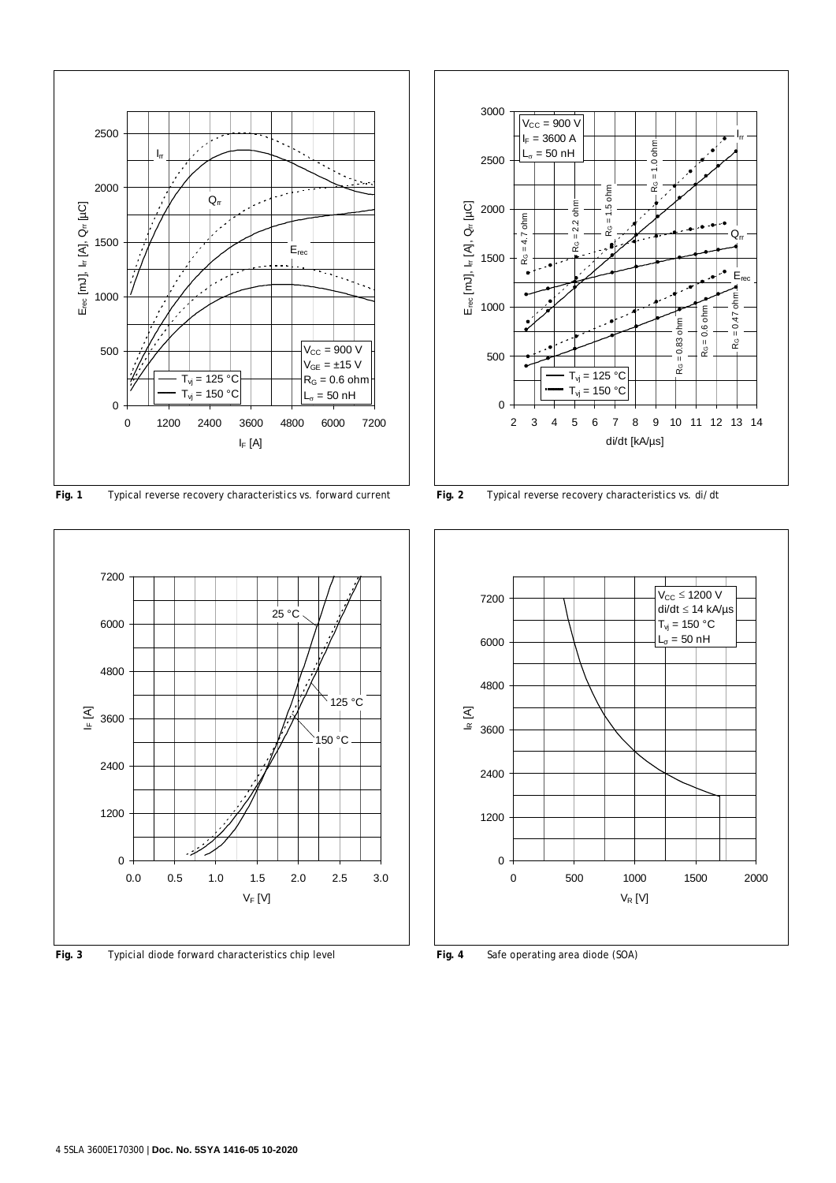**Fig. 1** Typical reverse recovery characteristics vs. forward current

**Fig. 2** Typical reverse recovery characteristics vs. di/dt

**Fig. 3** Typicial diode forward characteristics chip level

**Fig. 4** Safe operating area diode (SOA)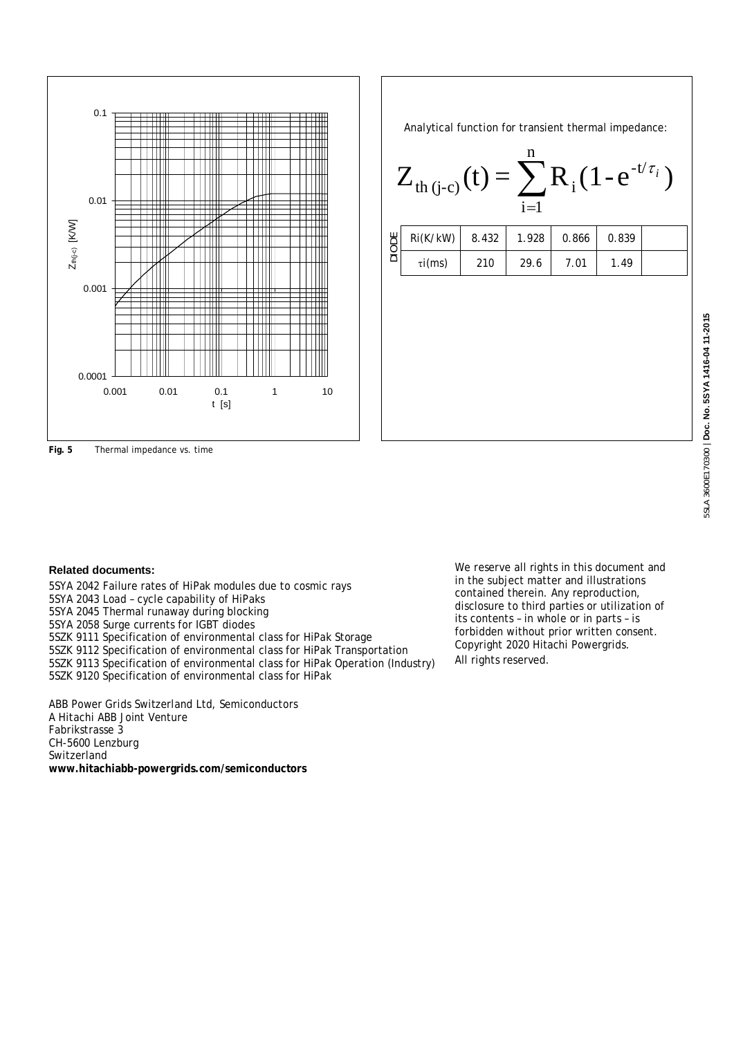0.1

0.01

0.001

0.0001

0.001 0.01 0.1 1 10

t [s]

$Z_{th(j-c)}$ [K/W]

Analytical function for transient thermal impedance:

$$Z_{th\,(j\text{-}c)}(t) = \sum_{i=1}^{n} R_i (1 - e^{-t/\tau_i})$$

| | | | | | | |
|---|---|---|---|---|---|---|
| DIODE | Ri(K/kW) | 8.432 | 1.928 | 0.866 | 0.839 | |
| | $\tau$i(ms) | 210 | 29.6 | 7.01 | 1.49 | |

**Fig. 5** Thermal impedance vs. time

**Related documents:**

5SYA 2042 Failure rates of HiPak modules due to cosmic rays
5SYA 2043 Load – cycle capability of HiPaks
5SYA 2045 Thermal runaway during blocking
5SYA 2058 Surge currents for IGBT diodes
5SZK 9111 Specification of environmental class for HiPak Storage
5SZK 9112 Specification of environmental class for HiPak Transportation
5SZK 9113 Specification of environmental class for HiPak Operation (Industry)
5SZK 9120 Specification of environmental class for HiPak

ABB Power Grids Switzerland Ltd, Semiconductors
A Hitachi ABB Joint Venture
Fabrikstrasse 3
CH-5600 Lenzburg
Switzerland
**www.hitachiabb-powergrids.com/semiconductors**

We reserve all rights in this document and in the subject matter and illustrations contained therein. Any reproduction, disclosure to third parties or utilization of its contents – in whole or in parts – is forbidden without prior written consent. Copyright 2020 Hitachi Powergrids. All rights reserved.

5SLA 3600E170300 | **Doc. No. 5SYA 1416-04 11-2015**